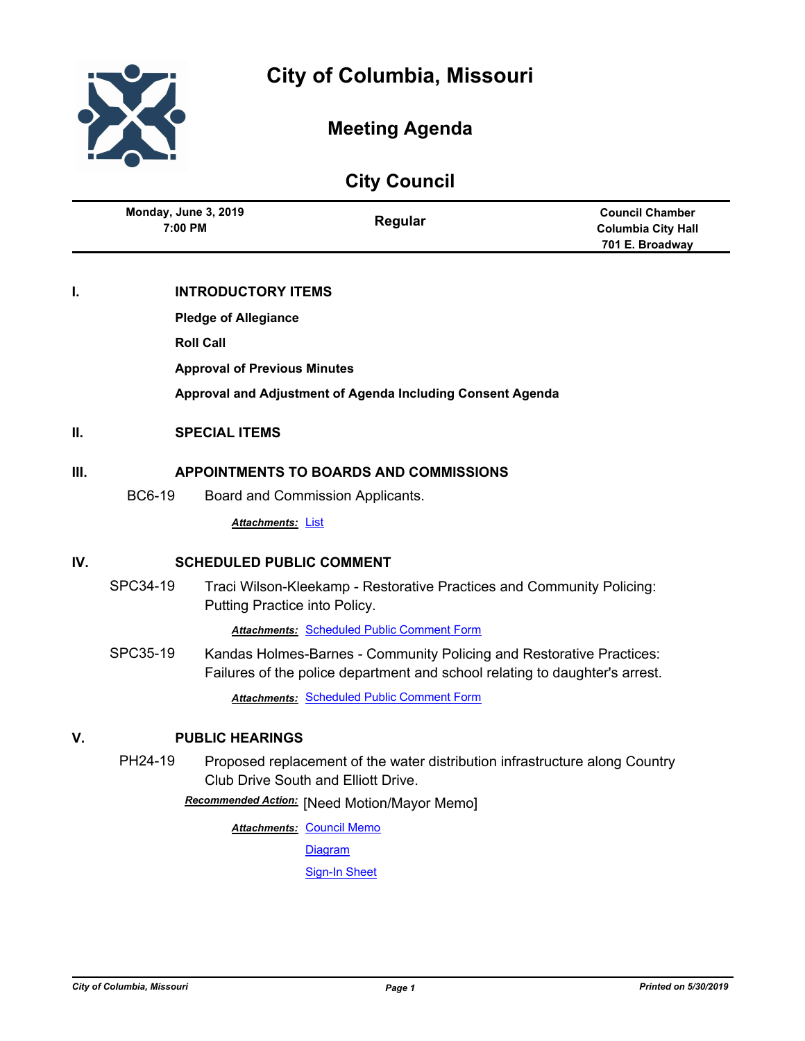# City of Columbia, Missouri

## Meeting Agenda

## City Council

| Monday, June 3, 2019 7:00 PM | Regular | Council Chamber Columbia City Hall 701 E. Broadway |
|---|---|---|

## I. INTRODUCTORY ITEMS

**Pledge of Allegiance**

**Roll Call**

**Approval of Previous Minutes**

**Approval and Adjustment of Agenda Including Consent Agenda**

## II. SPECIAL ITEMS

## III. APPOINTMENTS TO BOARDS AND COMMISSIONS

BC6-19 Board and Commission Applicants.

***Attachments:*** List

## IV. SCHEDULED PUBLIC COMMENT

SPC34-19 Traci Wilson-Kleekamp - Restorative Practices and Community Policing: Putting Practice into Policy.

***Attachments:*** Scheduled Public Comment Form

SPC35-19 Kandas Holmes-Barnes - Community Policing and Restorative Practices: Failures of the police department and school relating to daughter's arrest.

***Attachments:*** Scheduled Public Comment Form

## V. PUBLIC HEARINGS

PH24-19 Proposed replacement of the water distribution infrastructure along Country Club Drive South and Elliott Drive.

***Recommended Action:*** [Need Motion/Mayor Memo]

***Attachments:*** Council Memo

Diagram

Sign-In Sheet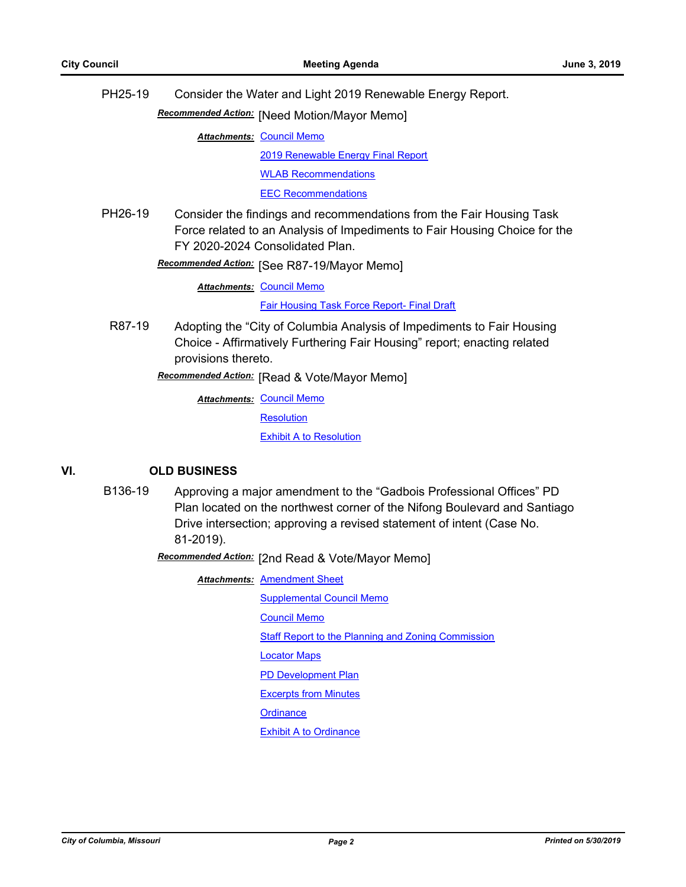PH25-19 Consider the Water and Light 2019 Renewable Energy Report.

***Recommended Action:*** [Need Motion/Mayor Memo]

***Attachments:*** Council Memo
2019 Renewable Energy Final Report
WLAB Recommendations
EEC Recommendations

PH26-19 Consider the findings and recommendations from the Fair Housing Task Force related to an Analysis of Impediments to Fair Housing Choice for the FY 2020-2024 Consolidated Plan.

***Recommended Action:*** [See R87-19/Mayor Memo]

***Attachments:*** Council Memo
Fair Housing Task Force Report- Final Draft

R87-19 Adopting the "City of Columbia Analysis of Impediments to Fair Housing Choice - Affirmatively Furthering Fair Housing" report; enacting related provisions thereto.

***Recommended Action:*** [Read & Vote/Mayor Memo]

***Attachments:*** Council Memo
Resolution
Exhibit A to Resolution

## VI. OLD BUSINESS

B136-19 Approving a major amendment to the "Gadbois Professional Offices" PD Plan located on the northwest corner of the Nifong Boulevard and Santiago Drive intersection; approving a revised statement of intent (Case No. 81-2019).

***Recommended Action:*** [2nd Read & Vote/Mayor Memo]

***Attachments:*** Amendment Sheet
Supplemental Council Memo
Council Memo
Staff Report to the Planning and Zoning Commission
Locator Maps
PD Development Plan
Excerpts from Minutes
Ordinance
Exhibit A to Ordinance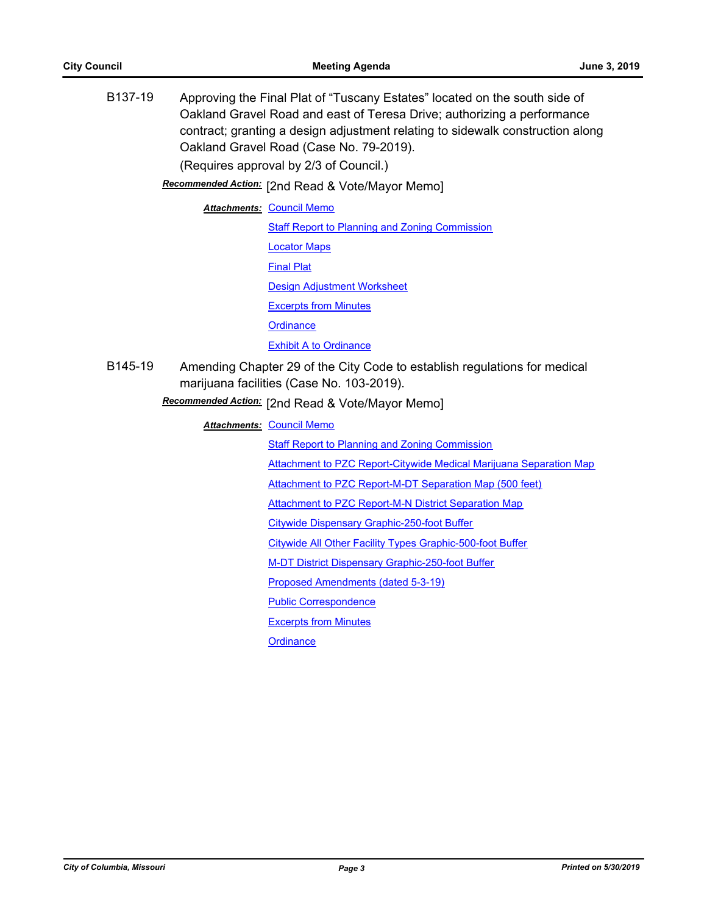B137-19 Approving the Final Plat of "Tuscany Estates" located on the south side of Oakland Gravel Road and east of Teresa Drive; authorizing a performance contract; granting a design adjustment relating to sidewalk construction along Oakland Gravel Road (Case No. 79-2019).

(Requires approval by 2/3 of Council.)

***Recommended Action:*** [2nd Read & Vote/Mayor Memo]

***Attachments:*** Council Memo

Staff Report to Planning and Zoning Commission

Locator Maps

Final Plat

Design Adjustment Worksheet

Excerpts from Minutes

Ordinance

Exhibit A to Ordinance

B145-19 Amending Chapter 29 of the City Code to establish regulations for medical marijuana facilities (Case No. 103-2019).

***Recommended Action:*** [2nd Read & Vote/Mayor Memo]

***Attachments:*** Council Memo

Staff Report to Planning and Zoning Commission

Attachment to PZC Report-Citywide Medical Marijuana Separation Map

Attachment to PZC Report-M-DT Separation Map (500 feet)

Attachment to PZC Report-M-N District Separation Map

Citywide Dispensary Graphic-250-foot Buffer

Citywide All Other Facility Types Graphic-500-foot Buffer

M-DT District Dispensary Graphic-250-foot Buffer

Proposed Amendments (dated 5-3-19)

Public Correspondence

Excerpts from Minutes

Ordinance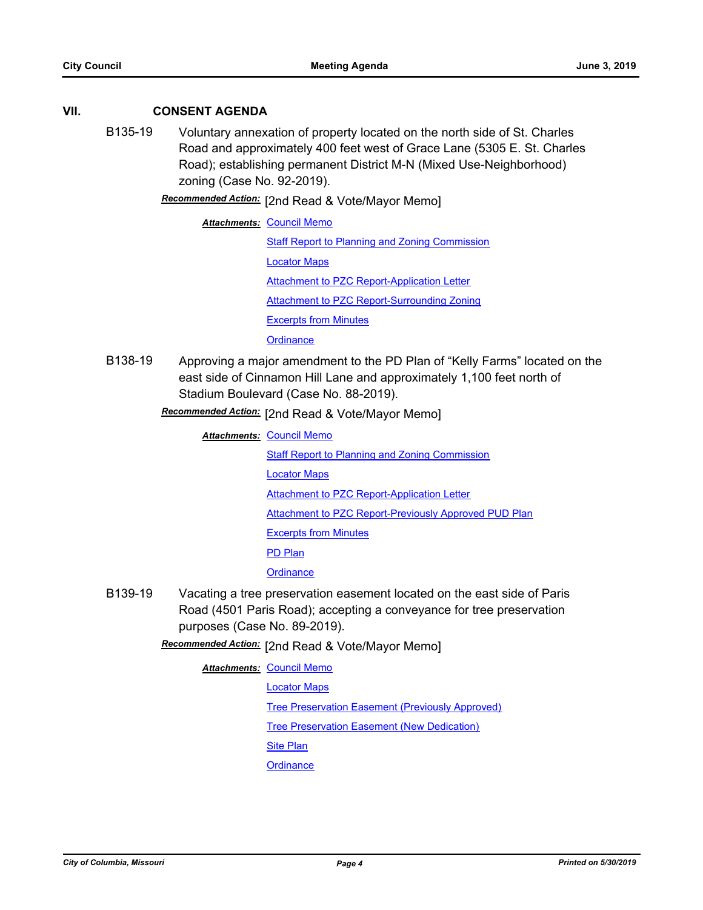## VII. CONSENT AGENDA

**B135-19** Voluntary annexation of property located on the north side of St. Charles Road and approximately 400 feet west of Grace Lane (5305 E. St. Charles Road); establishing permanent District M-N (Mixed Use-Neighborhood) zoning (Case No. 92-2019).

***Recommended Action:*** [2nd Read & Vote/Mayor Memo]

***Attachments:*** Council Memo
Staff Report to Planning and Zoning Commission
Locator Maps
Attachment to PZC Report-Application Letter
Attachment to PZC Report-Surrounding Zoning
Excerpts from Minutes
Ordinance

**B138-19** Approving a major amendment to the PD Plan of "Kelly Farms" located on the east side of Cinnamon Hill Lane and approximately 1,100 feet north of Stadium Boulevard (Case No. 88-2019).

***Recommended Action:*** [2nd Read & Vote/Mayor Memo]

***Attachments:*** Council Memo
Staff Report to Planning and Zoning Commission
Locator Maps
Attachment to PZC Report-Application Letter
Attachment to PZC Report-Previously Approved PUD Plan
Excerpts from Minutes
PD Plan
Ordinance

**B139-19** Vacating a tree preservation easement located on the east side of Paris Road (4501 Paris Road); accepting a conveyance for tree preservation purposes (Case No. 89-2019).

***Recommended Action:*** [2nd Read & Vote/Mayor Memo]

***Attachments:*** Council Memo
Locator Maps
Tree Preservation Easement (Previously Approved)
Tree Preservation Easement (New Dedication)
Site Plan
Ordinance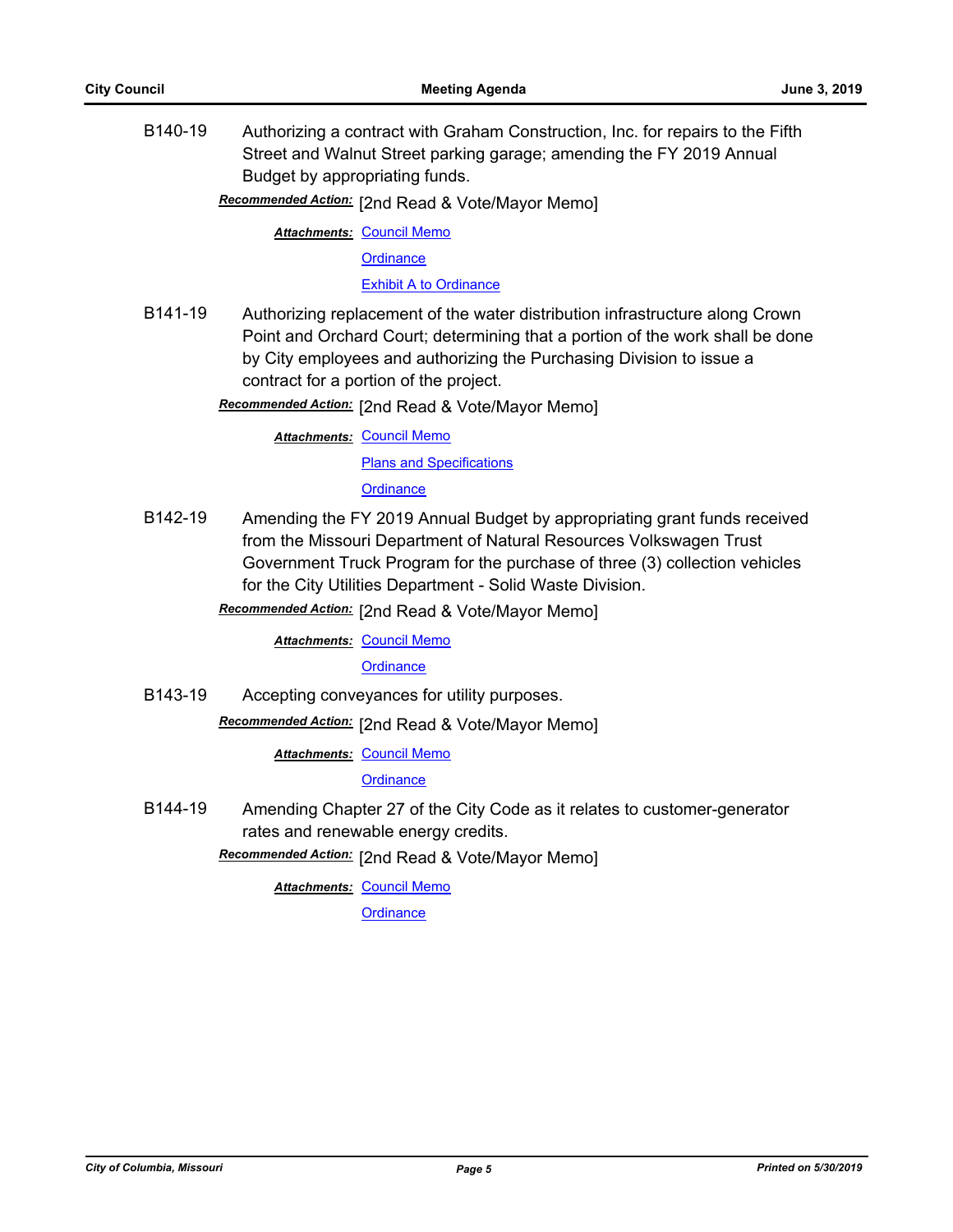B140-19 Authorizing a contract with Graham Construction, Inc. for repairs to the Fifth Street and Walnut Street parking garage; amending the FY 2019 Annual Budget by appropriating funds.

***Recommended Action:*** [2nd Read & Vote/Mayor Memo]

***Attachments:*** Council Memo
Ordinance
Exhibit A to Ordinance

B141-19 Authorizing replacement of the water distribution infrastructure along Crown Point and Orchard Court; determining that a portion of the work shall be done by City employees and authorizing the Purchasing Division to issue a contract for a portion of the project.

***Recommended Action:*** [2nd Read & Vote/Mayor Memo]

***Attachments:*** Council Memo
Plans and Specifications
Ordinance

B142-19 Amending the FY 2019 Annual Budget by appropriating grant funds received from the Missouri Department of Natural Resources Volkswagen Trust Government Truck Program for the purchase of three (3) collection vehicles for the City Utilities Department - Solid Waste Division.

***Recommended Action:*** [2nd Read & Vote/Mayor Memo]

***Attachments:*** Council Memo
Ordinance

B143-19 Accepting conveyances for utility purposes.

***Recommended Action:*** [2nd Read & Vote/Mayor Memo]

***Attachments:*** Council Memo
Ordinance

B144-19 Amending Chapter 27 of the City Code as it relates to customer-generator rates and renewable energy credits.

***Recommended Action:*** [2nd Read & Vote/Mayor Memo]

***Attachments:*** Council Memo
Ordinance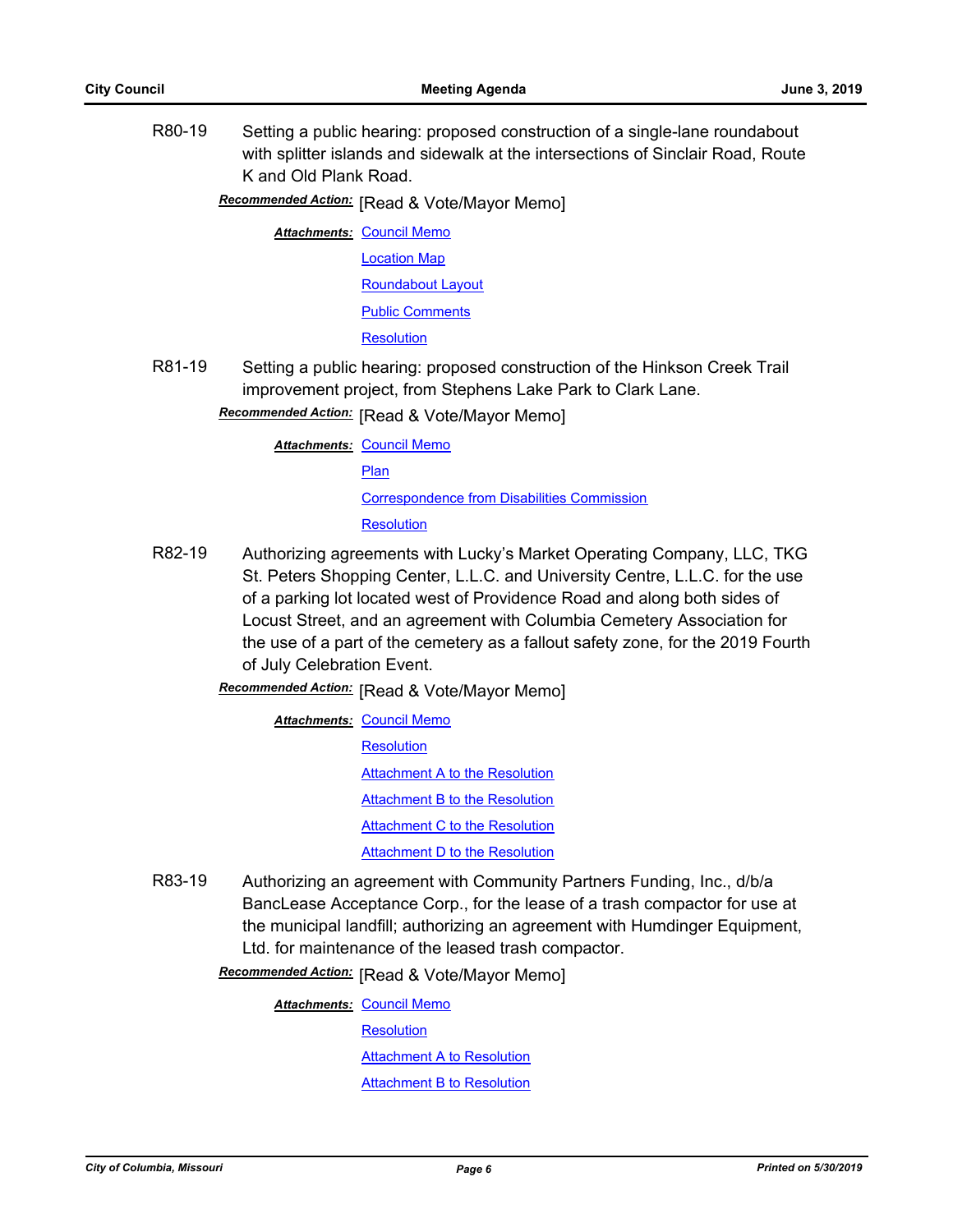R80-19 Setting a public hearing: proposed construction of a single-lane roundabout with splitter islands and sidewalk at the intersections of Sinclair Road, Route K and Old Plank Road.

***Recommended Action:*** [Read & Vote/Mayor Memo]

***Attachments:*** Council Memo
Location Map
Roundabout Layout
Public Comments
Resolution

R81-19 Setting a public hearing: proposed construction of the Hinkson Creek Trail improvement project, from Stephens Lake Park to Clark Lane.

***Recommended Action:*** [Read & Vote/Mayor Memo]

***Attachments:*** Council Memo
Plan
Correspondence from Disabilities Commission
Resolution

R82-19 Authorizing agreements with Lucky's Market Operating Company, LLC, TKG St. Peters Shopping Center, L.L.C. and University Centre, L.L.C. for the use of a parking lot located west of Providence Road and along both sides of Locust Street, and an agreement with Columbia Cemetery Association for the use of a part of the cemetery as a fallout safety zone, for the 2019 Fourth of July Celebration Event.

***Recommended Action:*** [Read & Vote/Mayor Memo]

***Attachments:*** Council Memo
Resolution
Attachment A to the Resolution
Attachment B to the Resolution
Attachment C to the Resolution
Attachment D to the Resolution

R83-19 Authorizing an agreement with Community Partners Funding, Inc., d/b/a BancLease Acceptance Corp., for the lease of a trash compactor for use at the municipal landfill; authorizing an agreement with Humdinger Equipment, Ltd. for maintenance of the leased trash compactor.

***Recommended Action:*** [Read & Vote/Mayor Memo]

***Attachments:*** Council Memo
Resolution
Attachment A to Resolution
Attachment B to Resolution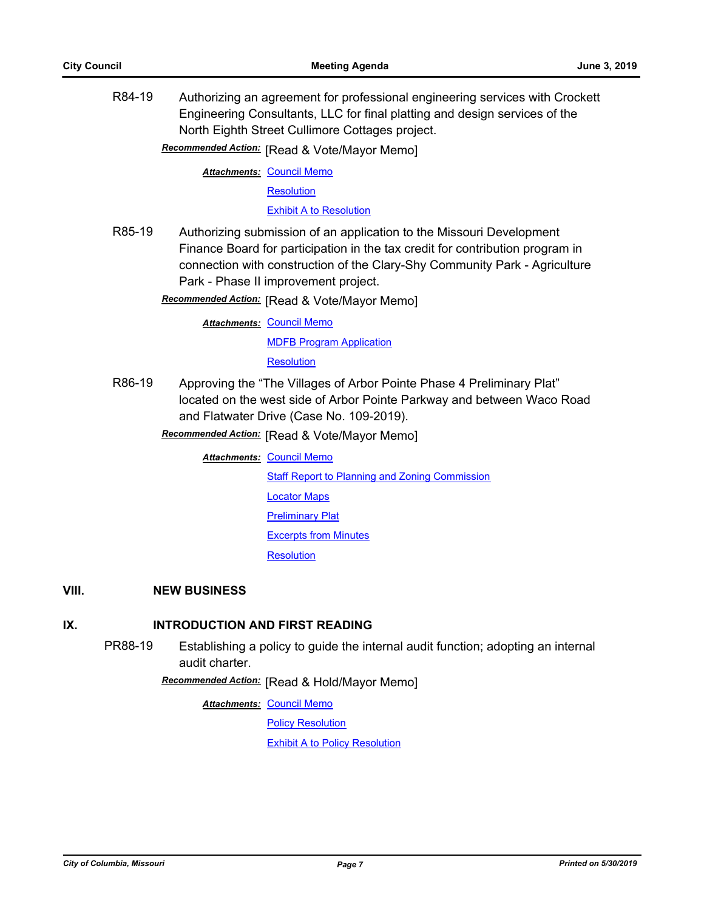R84-19 Authorizing an agreement for professional engineering services with Crockett Engineering Consultants, LLC for final platting and design services of the North Eighth Street Cullimore Cottages project.

***Recommended Action:*** [Read & Vote/Mayor Memo]

***Attachments:*** Council Memo
Resolution
Exhibit A to Resolution

R85-19 Authorizing submission of an application to the Missouri Development Finance Board for participation in the tax credit for contribution program in connection with construction of the Clary-Shy Community Park - Agriculture Park - Phase II improvement project.

***Recommended Action:*** [Read & Vote/Mayor Memo]

***Attachments:*** Council Memo
MDFB Program Application
Resolution

R86-19 Approving the “The Villages of Arbor Pointe Phase 4 Preliminary Plat” located on the west side of Arbor Pointe Parkway and between Waco Road and Flatwater Drive (Case No. 109-2019).

***Recommended Action:*** [Read & Vote/Mayor Memo]

***Attachments:*** Council Memo
Staff Report to Planning and Zoning Commission
Locator Maps
Preliminary Plat
Excerpts from Minutes
Resolution

## VIII. NEW BUSINESS

## IX. INTRODUCTION AND FIRST READING

PR88-19 Establishing a policy to guide the internal audit function; adopting an internal audit charter.

***Recommended Action:*** [Read & Hold/Mayor Memo]

***Attachments:*** Council Memo
Policy Resolution
Exhibit A to Policy Resolution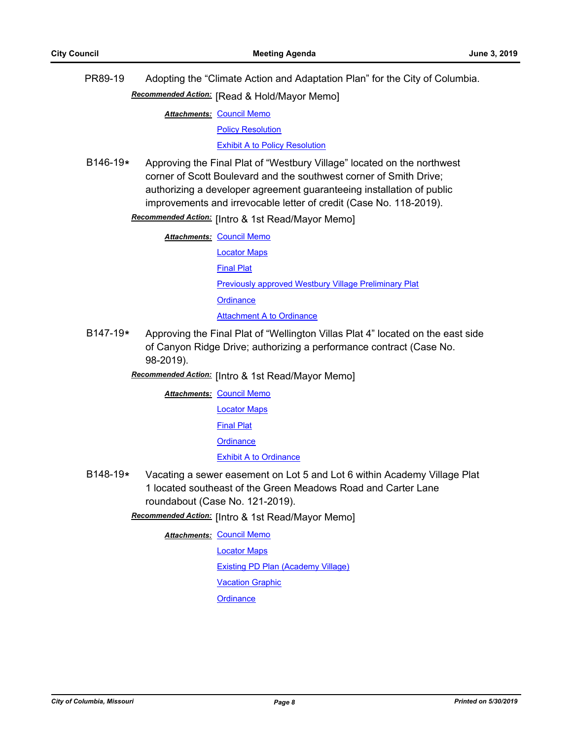PR89-19 Adopting the “Climate Action and Adaptation Plan” for the City of Columbia.

***Recommended Action:*** [Read & Hold/Mayor Memo]

***Attachments:*** Council Memo

Policy Resolution

Exhibit A to Policy Resolution

B146-19* Approving the Final Plat of “Westbury Village” located on the northwest corner of Scott Boulevard and the southwest corner of Smith Drive; authorizing a developer agreement guaranteeing installation of public improvements and irrevocable letter of credit (Case No. 118-2019).

***Recommended Action:*** [Intro & 1st Read/Mayor Memo]

***Attachments:*** Council Memo

Locator Maps

Final Plat

Previously approved Westbury Village Preliminary Plat

Ordinance

Attachment A to Ordinance

B147-19* Approving the Final Plat of “Wellington Villas Plat 4” located on the east side of Canyon Ridge Drive; authorizing a performance contract (Case No. 98-2019).

***Recommended Action:*** [Intro & 1st Read/Mayor Memo]

***Attachments:*** Council Memo

Locator Maps

Final Plat

Ordinance

Exhibit A to Ordinance

B148-19* Vacating a sewer easement on Lot 5 and Lot 6 within Academy Village Plat 1 located southeast of the Green Meadows Road and Carter Lane roundabout (Case No. 121-2019).

***Recommended Action:*** [Intro & 1st Read/Mayor Memo]

***Attachments:*** Council Memo

Locator Maps

Existing PD Plan (Academy Village)

Vacation Graphic

Ordinance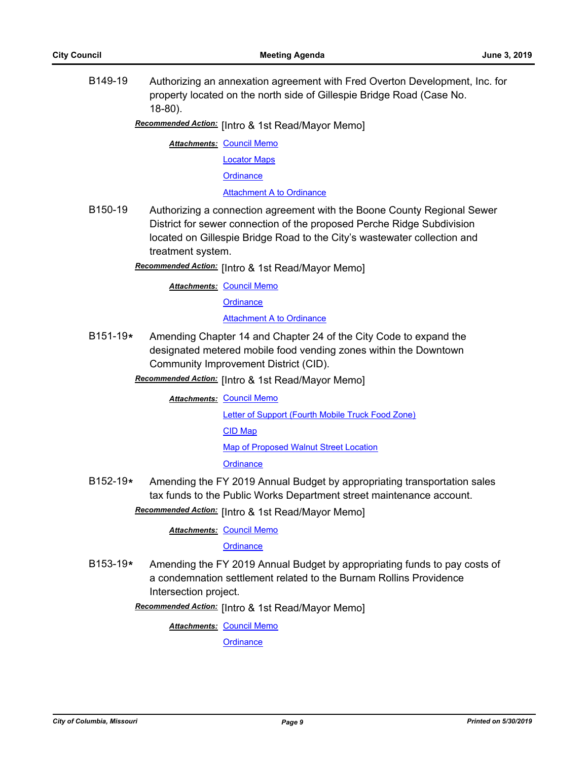B149-19 Authorizing an annexation agreement with Fred Overton Development, Inc. for property located on the north side of Gillespie Bridge Road (Case No. 18-80).

***Recommended Action:*** [Intro & 1st Read/Mayor Memo]

***Attachments:*** Council Memo
Locator Maps
Ordinance
Attachment A to Ordinance

B150-19 Authorizing a connection agreement with the Boone County Regional Sewer District for sewer connection of the proposed Perche Ridge Subdivision located on Gillespie Bridge Road to the City's wastewater collection and treatment system.

***Recommended Action:*** [Intro & 1st Read/Mayor Memo]

***Attachments:*** Council Memo
Ordinance
Attachment A to Ordinance

B151-19* Amending Chapter 14 and Chapter 24 of the City Code to expand the designated metered mobile food vending zones within the Downtown Community Improvement District (CID).

***Recommended Action:*** [Intro & 1st Read/Mayor Memo]

***Attachments:*** Council Memo
Letter of Support (Fourth Mobile Truck Food Zone)
CID Map
Map of Proposed Walnut Street Location
Ordinance

B152-19* Amending the FY 2019 Annual Budget by appropriating transportation sales tax funds to the Public Works Department street maintenance account.

***Recommended Action:*** [Intro & 1st Read/Mayor Memo]

***Attachments:*** Council Memo
Ordinance

B153-19* Amending the FY 2019 Annual Budget by appropriating funds to pay costs of a condemnation settlement related to the Burnam Rollins Providence Intersection project.

***Recommended Action:*** [Intro & 1st Read/Mayor Memo]

***Attachments:*** Council Memo
Ordinance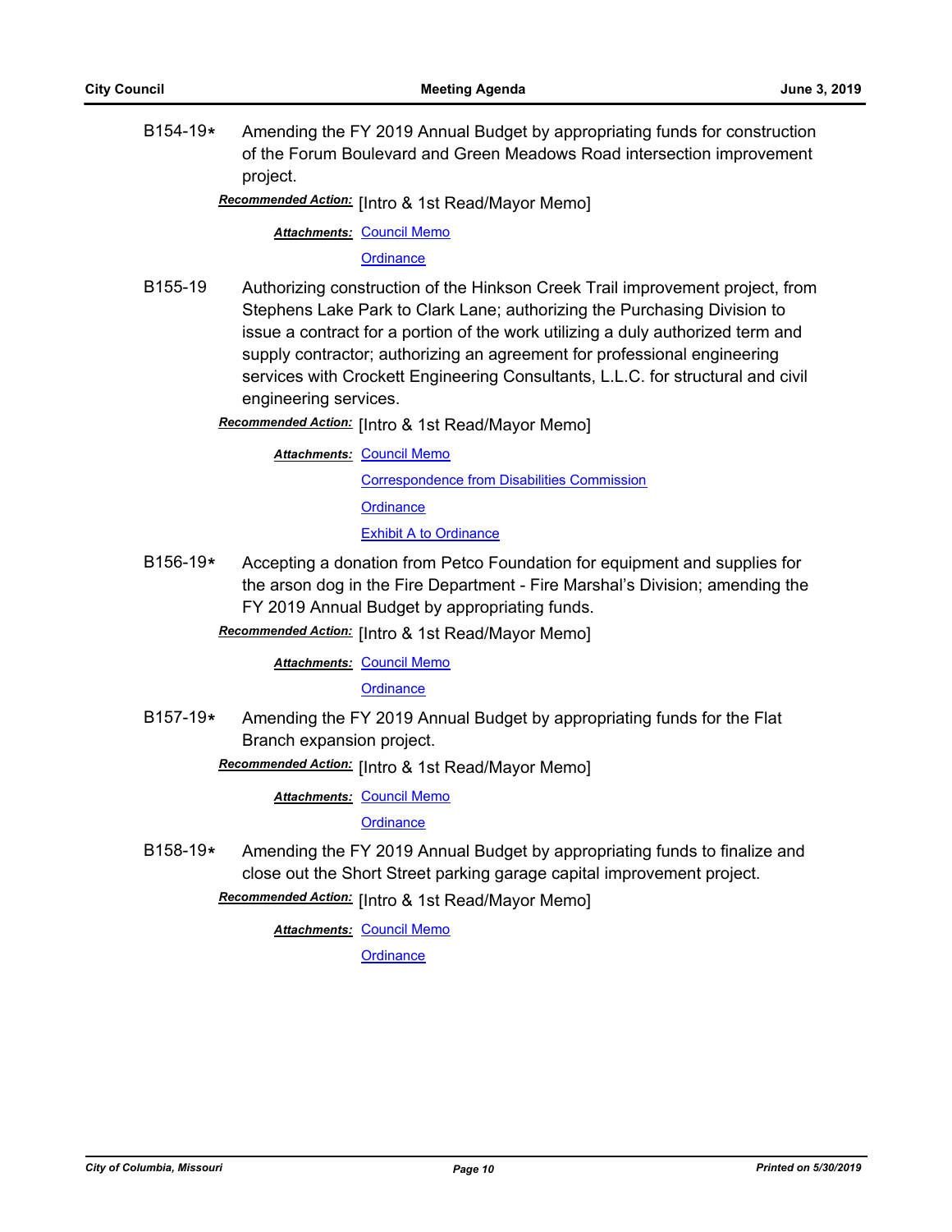B154-19* Amending the FY 2019 Annual Budget by appropriating funds for construction of the Forum Boulevard and Green Meadows Road intersection improvement project.

***Recommended Action:*** [Intro & 1st Read/Mayor Memo]

***Attachments:*** Council Memo

Ordinance

B155-19 Authorizing construction of the Hinkson Creek Trail improvement project, from Stephens Lake Park to Clark Lane; authorizing the Purchasing Division to issue a contract for a portion of the work utilizing a duly authorized term and supply contractor; authorizing an agreement for professional engineering services with Crockett Engineering Consultants, L.L.C. for structural and civil engineering services.

***Recommended Action:*** [Intro & 1st Read/Mayor Memo]

***Attachments:*** Council Memo

Correspondence from Disabilities Commission

Ordinance

Exhibit A to Ordinance

B156-19* Accepting a donation from Petco Foundation for equipment and supplies for the arson dog in the Fire Department - Fire Marshal's Division; amending the FY 2019 Annual Budget by appropriating funds.

***Recommended Action:*** [Intro & 1st Read/Mayor Memo]

***Attachments:*** Council Memo

Ordinance

B157-19* Amending the FY 2019 Annual Budget by appropriating funds for the Flat Branch expansion project.

***Recommended Action:*** [Intro & 1st Read/Mayor Memo]

***Attachments:*** Council Memo

Ordinance

B158-19* Amending the FY 2019 Annual Budget by appropriating funds to finalize and close out the Short Street parking garage capital improvement project.

***Recommended Action:*** [Intro & 1st Read/Mayor Memo]

***Attachments:*** Council Memo

Ordinance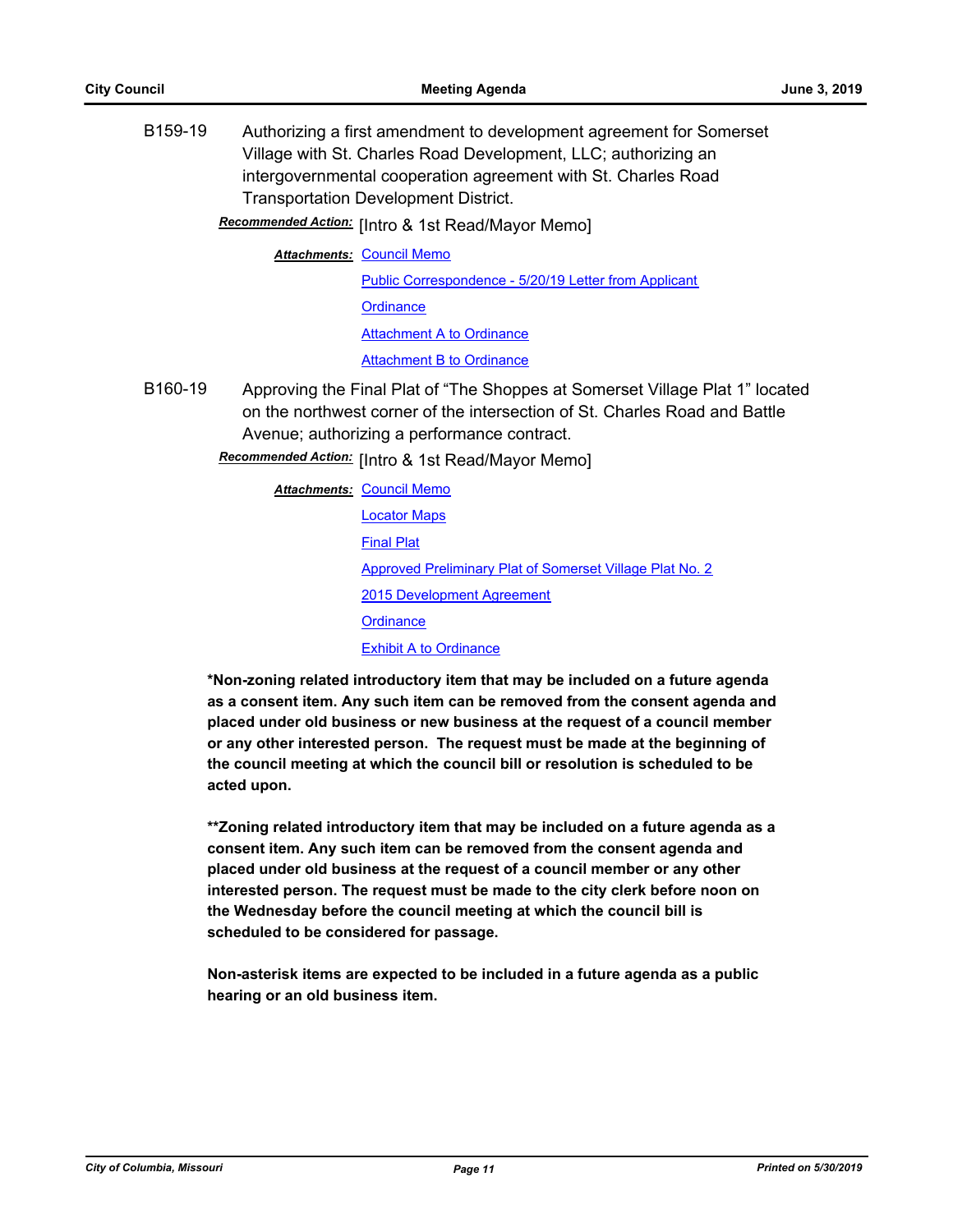B159-19 Authorizing a first amendment to development agreement for Somerset Village with St. Charles Road Development, LLC; authorizing an intergovernmental cooperation agreement with St. Charles Road Transportation Development District.

***Recommended Action:*** [Intro & 1st Read/Mayor Memo]

***Attachments:*** Council Memo
Public Correspondence - 5/20/19 Letter from Applicant
Ordinance
Attachment A to Ordinance
Attachment B to Ordinance

B160-19 Approving the Final Plat of "The Shoppes at Somerset Village Plat 1" located on the northwest corner of the intersection of St. Charles Road and Battle Avenue; authorizing a performance contract.

***Recommended Action:*** [Intro & 1st Read/Mayor Memo]

***Attachments:*** Council Memo
Locator Maps
Final Plat
Approved Preliminary Plat of Somerset Village Plat No. 2
2015 Development Agreement
Ordinance
Exhibit A to Ordinance

**\*Non-zoning related introductory item that may be included on a future agenda as a consent item. Any such item can be removed from the consent agenda and placed under old business or new business at the request of a council member or any other interested person. The request must be made at the beginning of the council meeting at which the council bill or resolution is scheduled to be acted upon.**

**\*\*Zoning related introductory item that may be included on a future agenda as a consent item. Any such item can be removed from the consent agenda and placed under old business at the request of a council member or any other interested person. The request must be made to the city clerk before noon on the Wednesday before the council meeting at which the council bill is scheduled to be considered for passage.**

**Non-asterisk items are expected to be included in a future agenda as a public hearing or an old business item.**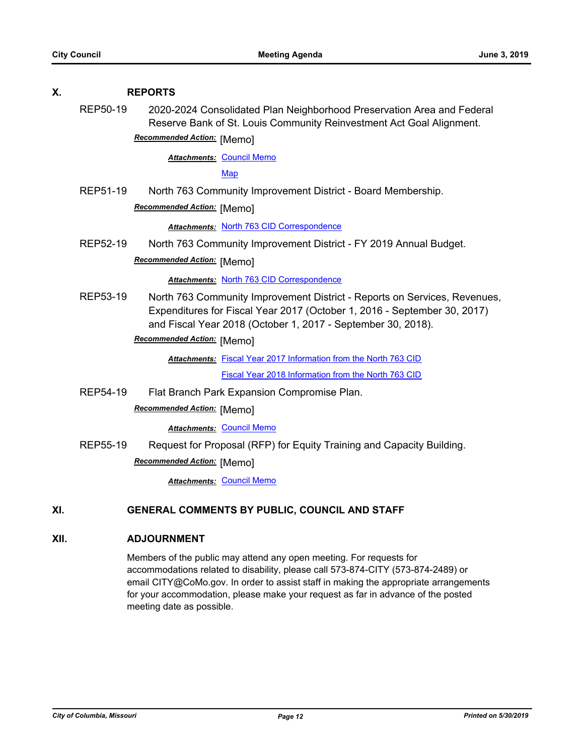## X. REPORTS

REP50-19 2020-2024 Consolidated Plan Neighborhood Preservation Area and Federal Reserve Bank of St. Louis Community Reinvestment Act Goal Alignment.

***Recommended Action:*** [Memo]

***Attachments:*** Council Memo

Map

REP51-19 North 763 Community Improvement District - Board Membership.

***Recommended Action:*** [Memo]

***Attachments:*** North 763 CID Correspondence

REP52-19 North 763 Community Improvement District - FY 2019 Annual Budget.

***Recommended Action:*** [Memo]

***Attachments:*** North 763 CID Correspondence

REP53-19 North 763 Community Improvement District - Reports on Services, Revenues, Expenditures for Fiscal Year 2017 (October 1, 2016 - September 30, 2017) and Fiscal Year 2018 (October 1, 2017 - September 30, 2018).

***Recommended Action:*** [Memo]

***Attachments:*** Fiscal Year 2017 Information from the North 763 CID

Fiscal Year 2018 Information from the North 763 CID

REP54-19 Flat Branch Park Expansion Compromise Plan.

***Recommended Action:*** [Memo]

***Attachments:*** Council Memo

REP55-19 Request for Proposal (RFP) for Equity Training and Capacity Building.

***Recommended Action:*** [Memo]

***Attachments:*** Council Memo

## XI. GENERAL COMMENTS BY PUBLIC, COUNCIL AND STAFF

## XII. ADJOURNMENT

Members of the public may attend any open meeting. For requests for accommodations related to disability, please call 573-874-CITY (573-874-2489) or email CITY@CoMo.gov. In order to assist staff in making the appropriate arrangements for your accommodation, please make your request as far in advance of the posted meeting date as possible.